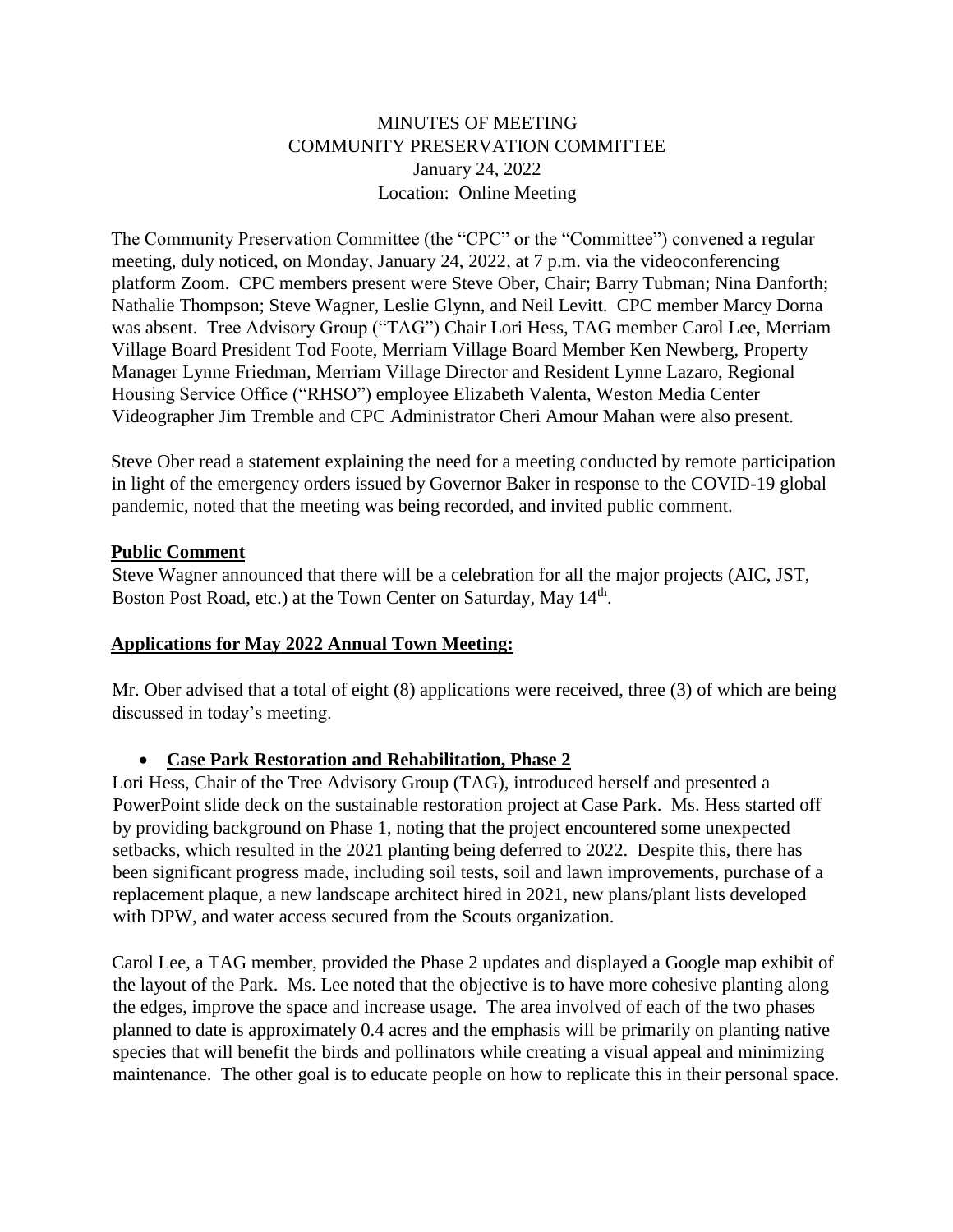# MINUTES OF MEETING
## COMMUNITY PRESERVATION COMMITTEE
January 24, 2022
Location: Online Meeting

The Community Preservation Committee (the "CPC" or the "Committee") convened a regular meeting, duly noticed, on Monday, January 24, 2022, at 7 p.m. via the videoconferencing platform Zoom. CPC members present were Steve Ober, Chair; Barry Tubman; Nina Danforth; Nathalie Thompson; Steve Wagner, Leslie Glynn, and Neil Levitt. CPC member Marcy Dorna was absent. Tree Advisory Group ("TAG") Chair Lori Hess, TAG member Carol Lee, Merriam Village Board President Tod Foote, Merriam Village Board Member Ken Newberg, Property Manager Lynne Friedman, Merriam Village Director and Resident Lynne Lazaro, Regional Housing Service Office ("RHSO") employee Elizabeth Valenta, Weston Media Center Videographer Jim Tremble and CPC Administrator Cheri Amour Mahan were also present.

Steve Ober read a statement explaining the need for a meeting conducted by remote participation in light of the emergency orders issued by Governor Baker in response to the COVID-19 global pandemic, noted that the meeting was being recorded, and invited public comment.

**Public Comment**

Steve Wagner announced that there will be a celebration for all the major projects (AIC, JST, Boston Post Road, etc.) at the Town Center on Saturday, May 14th.

**Applications for May 2022 Annual Town Meeting:**

Mr. Ober advised that a total of eight (8) applications were received, three (3) of which are being discussed in today's meeting.

- **Case Park Restoration and Rehabilitation, Phase 2**

Lori Hess, Chair of the Tree Advisory Group (TAG), introduced herself and presented a PowerPoint slide deck on the sustainable restoration project at Case Park. Ms. Hess started off by providing background on Phase 1, noting that the project encountered some unexpected setbacks, which resulted in the 2021 planting being deferred to 2022. Despite this, there has been significant progress made, including soil tests, soil and lawn improvements, purchase of a replacement plaque, a new landscape architect hired in 2021, new plans/plant lists developed with DPW, and water access secured from the Scouts organization.

Carol Lee, a TAG member, provided the Phase 2 updates and displayed a Google map exhibit of the layout of the Park. Ms. Lee noted that the objective is to have more cohesive planting along the edges, improve the space and increase usage. The area involved of each of the two phases planned to date is approximately 0.4 acres and the emphasis will be primarily on planting native species that will benefit the birds and pollinators while creating a visual appeal and minimizing maintenance. The other goal is to educate people on how to replicate this in their personal space.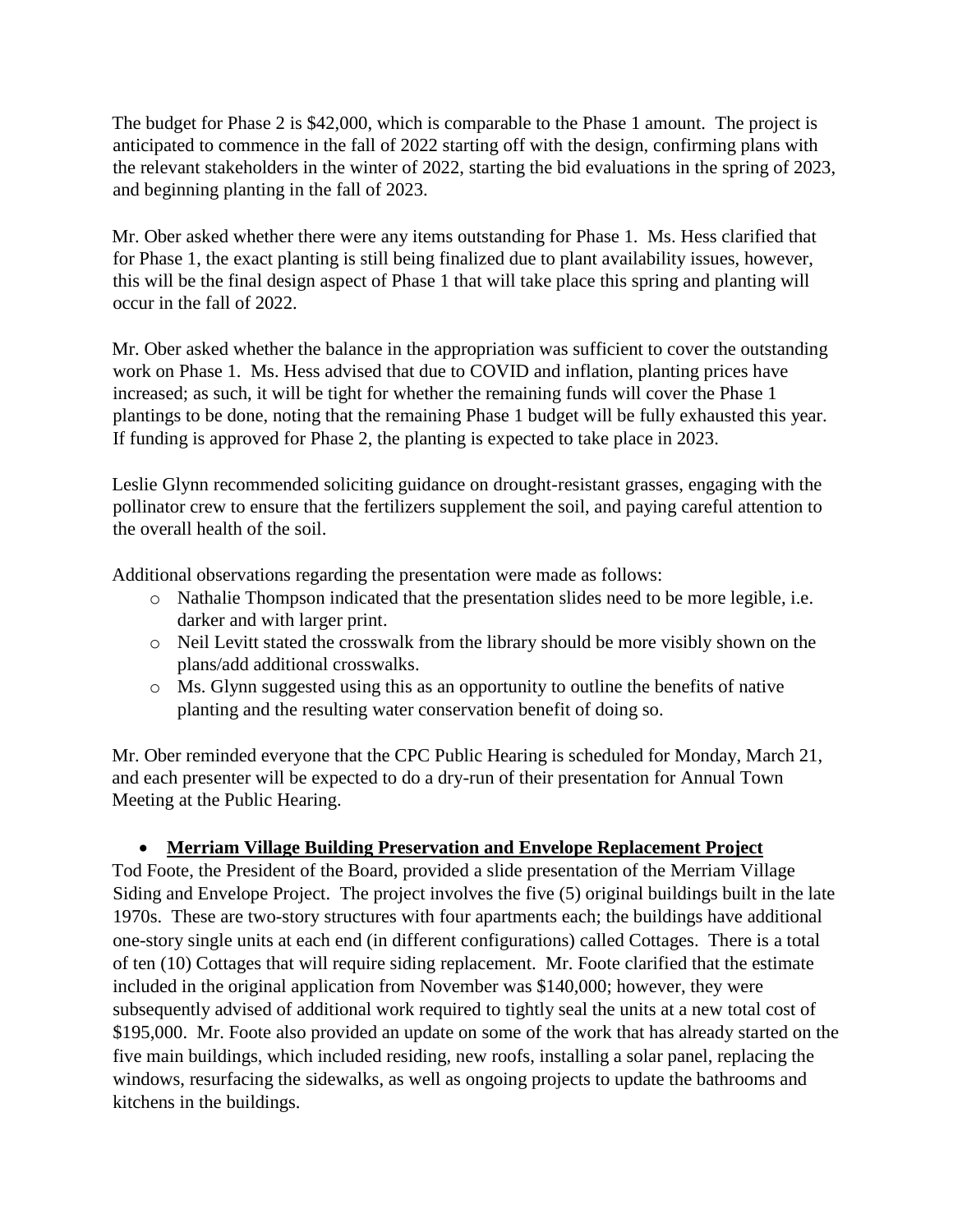The budget for Phase 2 is $42,000, which is comparable to the Phase 1 amount. The project is anticipated to commence in the fall of 2022 starting off with the design, confirming plans with the relevant stakeholders in the winter of 2022, starting the bid evaluations in the spring of 2023, and beginning planting in the fall of 2023.

Mr. Ober asked whether there were any items outstanding for Phase 1. Ms. Hess clarified that for Phase 1, the exact planting is still being finalized due to plant availability issues, however, this will be the final design aspect of Phase 1 that will take place this spring and planting will occur in the fall of 2022.

Mr. Ober asked whether the balance in the appropriation was sufficient to cover the outstanding work on Phase 1. Ms. Hess advised that due to COVID and inflation, planting prices have increased; as such, it will be tight for whether the remaining funds will cover the Phase 1 plantings to be done, noting that the remaining Phase 1 budget will be fully exhausted this year. If funding is approved for Phase 2, the planting is expected to take place in 2023.

Leslie Glynn recommended soliciting guidance on drought-resistant grasses, engaging with the pollinator crew to ensure that the fertilizers supplement the soil, and paying careful attention to the overall health of the soil.

Additional observations regarding the presentation were made as follows:

- Nathalie Thompson indicated that the presentation slides need to be more legible, i.e. darker and with larger print.
- Neil Levitt stated the crosswalk from the library should be more visibly shown on the plans/add additional crosswalks.
- Ms. Glynn suggested using this as an opportunity to outline the benefits of native planting and the resulting water conservation benefit of doing so.

Mr. Ober reminded everyone that the CPC Public Hearing is scheduled for Monday, March 21, and each presenter will be expected to do a dry-run of their presentation for Annual Town Meeting at the Public Hearing.

- **Merriam Village Building Preservation and Envelope Replacement Project**

Tod Foote, the President of the Board, provided a slide presentation of the Merriam Village Siding and Envelope Project. The project involves the five (5) original buildings built in the late 1970s. These are two-story structures with four apartments each; the buildings have additional one-story single units at each end (in different configurations) called Cottages. There is a total of ten (10) Cottages that will require siding replacement. Mr. Foote clarified that the estimate included in the original application from November was $140,000; however, they were subsequently advised of additional work required to tightly seal the units at a new total cost of $195,000. Mr. Foote also provided an update on some of the work that has already started on the five main buildings, which included residing, new roofs, installing a solar panel, replacing the windows, resurfacing the sidewalks, as well as ongoing projects to update the bathrooms and kitchens in the buildings.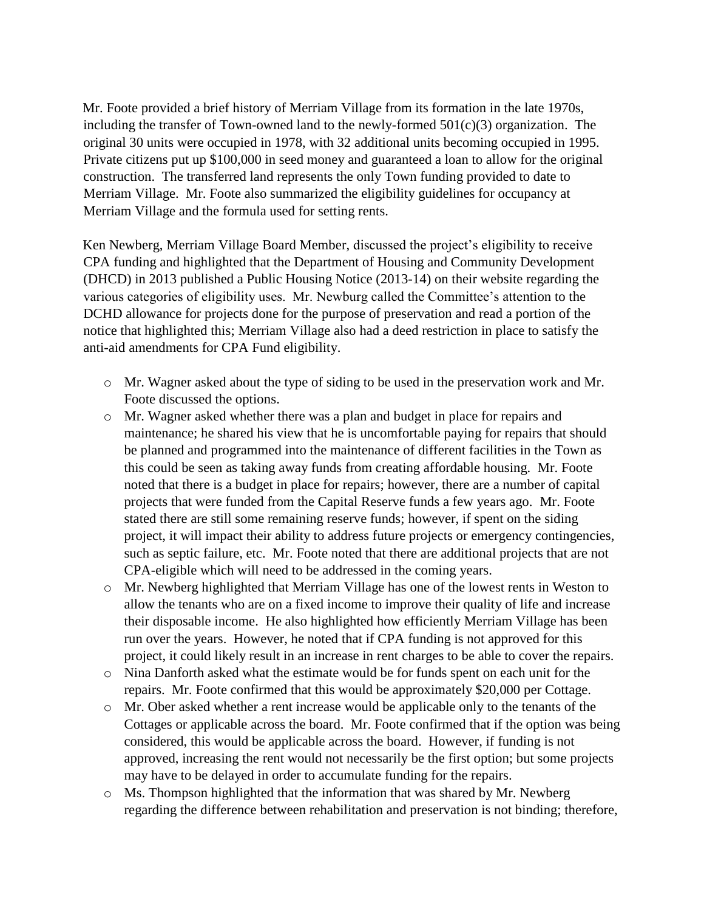Mr. Foote provided a brief history of Merriam Village from its formation in the late 1970s, including the transfer of Town-owned land to the newly-formed 501(c)(3) organization. The original 30 units were occupied in 1978, with 32 additional units becoming occupied in 1995. Private citizens put up $100,000 in seed money and guaranteed a loan to allow for the original construction. The transferred land represents the only Town funding provided to date to Merriam Village. Mr. Foote also summarized the eligibility guidelines for occupancy at Merriam Village and the formula used for setting rents.

Ken Newberg, Merriam Village Board Member, discussed the project's eligibility to receive CPA funding and highlighted that the Department of Housing and Community Development (DHCD) in 2013 published a Public Housing Notice (2013-14) on their website regarding the various categories of eligibility uses. Mr. Newburg called the Committee's attention to the DCHD allowance for projects done for the purpose of preservation and read a portion of the notice that highlighted this; Merriam Village also had a deed restriction in place to satisfy the anti-aid amendments for CPA Fund eligibility.

- Mr. Wagner asked about the type of siding to be used in the preservation work and Mr. Foote discussed the options.
- Mr. Wagner asked whether there was a plan and budget in place for repairs and maintenance; he shared his view that he is uncomfortable paying for repairs that should be planned and programmed into the maintenance of different facilities in the Town as this could be seen as taking away funds from creating affordable housing. Mr. Foote noted that there is a budget in place for repairs; however, there are a number of capital projects that were funded from the Capital Reserve funds a few years ago. Mr. Foote stated there are still some remaining reserve funds; however, if spent on the siding project, it will impact their ability to address future projects or emergency contingencies, such as septic failure, etc. Mr. Foote noted that there are additional projects that are not CPA-eligible which will need to be addressed in the coming years.
- Mr. Newberg highlighted that Merriam Village has one of the lowest rents in Weston to allow the tenants who are on a fixed income to improve their quality of life and increase their disposable income. He also highlighted how efficiently Merriam Village has been run over the years. However, he noted that if CPA funding is not approved for this project, it could likely result in an increase in rent charges to be able to cover the repairs.
- Nina Danforth asked what the estimate would be for funds spent on each unit for the repairs. Mr. Foote confirmed that this would be approximately $20,000 per Cottage.
- Mr. Ober asked whether a rent increase would be applicable only to the tenants of the Cottages or applicable across the board. Mr. Foote confirmed that if the option was being considered, this would be applicable across the board. However, if funding is not approved, increasing the rent would not necessarily be the first option; but some projects may have to be delayed in order to accumulate funding for the repairs.
- Ms. Thompson highlighted that the information that was shared by Mr. Newberg regarding the difference between rehabilitation and preservation is not binding; therefore,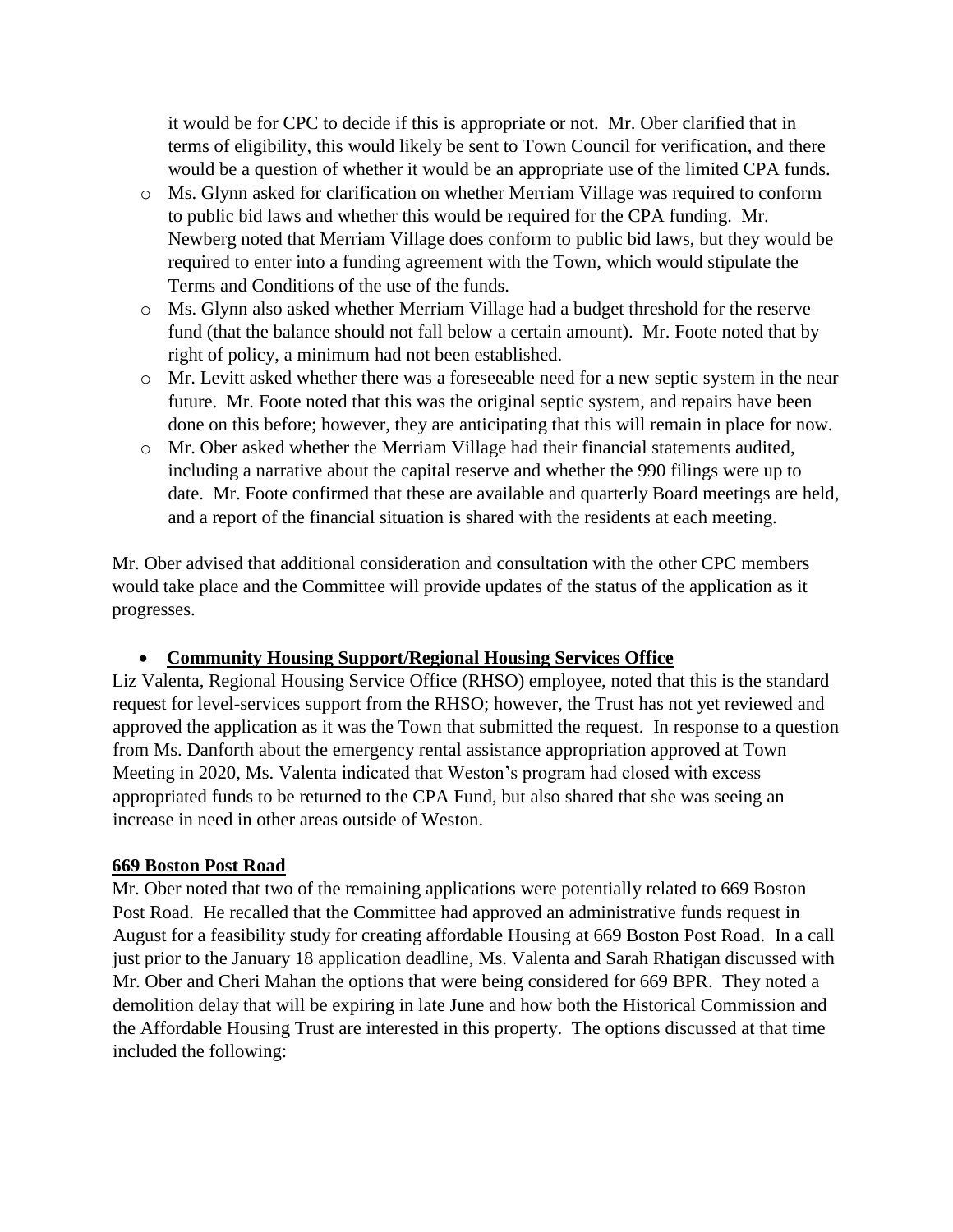it would be for CPC to decide if this is appropriate or not. Mr. Ober clarified that in terms of eligibility, this would likely be sent to Town Council for verification, and there would be a question of whether it would be an appropriate use of the limited CPA funds.

- Ms. Glynn asked for clarification on whether Merriam Village was required to conform to public bid laws and whether this would be required for the CPA funding. Mr. Newberg noted that Merriam Village does conform to public bid laws, but they would be required to enter into a funding agreement with the Town, which would stipulate the Terms and Conditions of the use of the funds.
- Ms. Glynn also asked whether Merriam Village had a budget threshold for the reserve fund (that the balance should not fall below a certain amount). Mr. Foote noted that by right of policy, a minimum had not been established.
- Mr. Levitt asked whether there was a foreseeable need for a new septic system in the near future. Mr. Foote noted that this was the original septic system, and repairs have been done on this before; however, they are anticipating that this will remain in place for now.
- Mr. Ober asked whether the Merriam Village had their financial statements audited, including a narrative about the capital reserve and whether the 990 filings were up to date. Mr. Foote confirmed that these are available and quarterly Board meetings are held, and a report of the financial situation is shared with the residents at each meeting.

Mr. Ober advised that additional consideration and consultation with the other CPC members would take place and the Committee will provide updates of the status of the application as it progresses.

- **Community Housing Support/Regional Housing Services Office**

Liz Valenta, Regional Housing Service Office (RHSO) employee, noted that this is the standard request for level-services support from the RHSO; however, the Trust has not yet reviewed and approved the application as it was the Town that submitted the request. In response to a question from Ms. Danforth about the emergency rental assistance appropriation approved at Town Meeting in 2020, Ms. Valenta indicated that Weston's program had closed with excess appropriated funds to be returned to the CPA Fund, but also shared that she was seeing an increase in need in other areas outside of Weston.

**669 Boston Post Road**

Mr. Ober noted that two of the remaining applications were potentially related to 669 Boston Post Road. He recalled that the Committee had approved an administrative funds request in August for a feasibility study for creating affordable Housing at 669 Boston Post Road. In a call just prior to the January 18 application deadline, Ms. Valenta and Sarah Rhatigan discussed with Mr. Ober and Cheri Mahan the options that were being considered for 669 BPR. They noted a demolition delay that will be expiring in late June and how both the Historical Commission and the Affordable Housing Trust are interested in this property. The options discussed at that time included the following: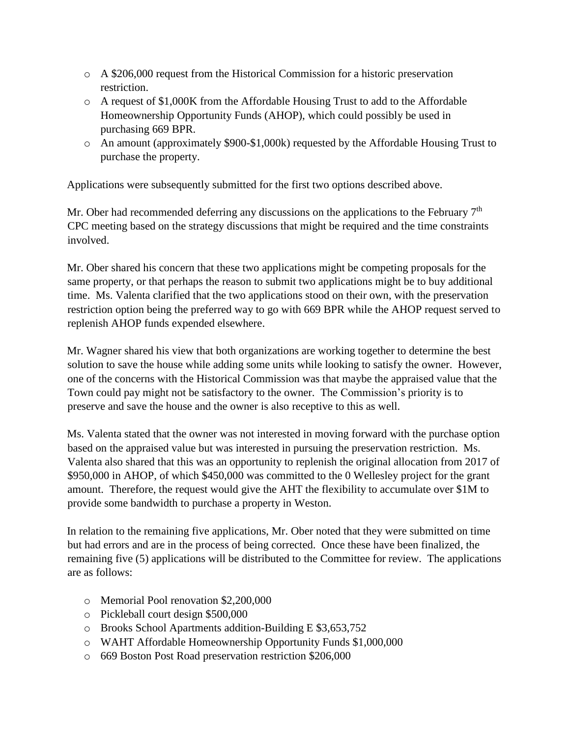- A \$206,000 request from the Historical Commission for a historic preservation restriction.
- A request of \$1,000K from the Affordable Housing Trust to add to the Affordable Homeownership Opportunity Funds (AHOP), which could possibly be used in purchasing 669 BPR.
- An amount (approximately \$900-\$1,000k) requested by the Affordable Housing Trust to purchase the property.

Applications were subsequently submitted for the first two options described above.

Mr. Ober had recommended deferring any discussions on the applications to the February 7th CPC meeting based on the strategy discussions that might be required and the time constraints involved.

Mr. Ober shared his concern that these two applications might be competing proposals for the same property, or that perhaps the reason to submit two applications might be to buy additional time. Ms. Valenta clarified that the two applications stood on their own, with the preservation restriction option being the preferred way to go with 669 BPR while the AHOP request served to replenish AHOP funds expended elsewhere.

Mr. Wagner shared his view that both organizations are working together to determine the best solution to save the house while adding some units while looking to satisfy the owner. However, one of the concerns with the Historical Commission was that maybe the appraised value that the Town could pay might not be satisfactory to the owner. The Commission's priority is to preserve and save the house and the owner is also receptive to this as well.

Ms. Valenta stated that the owner was not interested in moving forward with the purchase option based on the appraised value but was interested in pursuing the preservation restriction. Ms. Valenta also shared that this was an opportunity to replenish the original allocation from 2017 of \$950,000 in AHOP, of which \$450,000 was committed to the 0 Wellesley project for the grant amount. Therefore, the request would give the AHT the flexibility to accumulate over \$1M to provide some bandwidth to purchase a property in Weston.

In relation to the remaining five applications, Mr. Ober noted that they were submitted on time but had errors and are in the process of being corrected. Once these have been finalized, the remaining five (5) applications will be distributed to the Committee for review. The applications are as follows:

- Memorial Pool renovation \$2,200,000
- Pickleball court design \$500,000
- Brooks School Apartments addition-Building E \$3,653,752
- WAHT Affordable Homeownership Opportunity Funds \$1,000,000
- 669 Boston Post Road preservation restriction \$206,000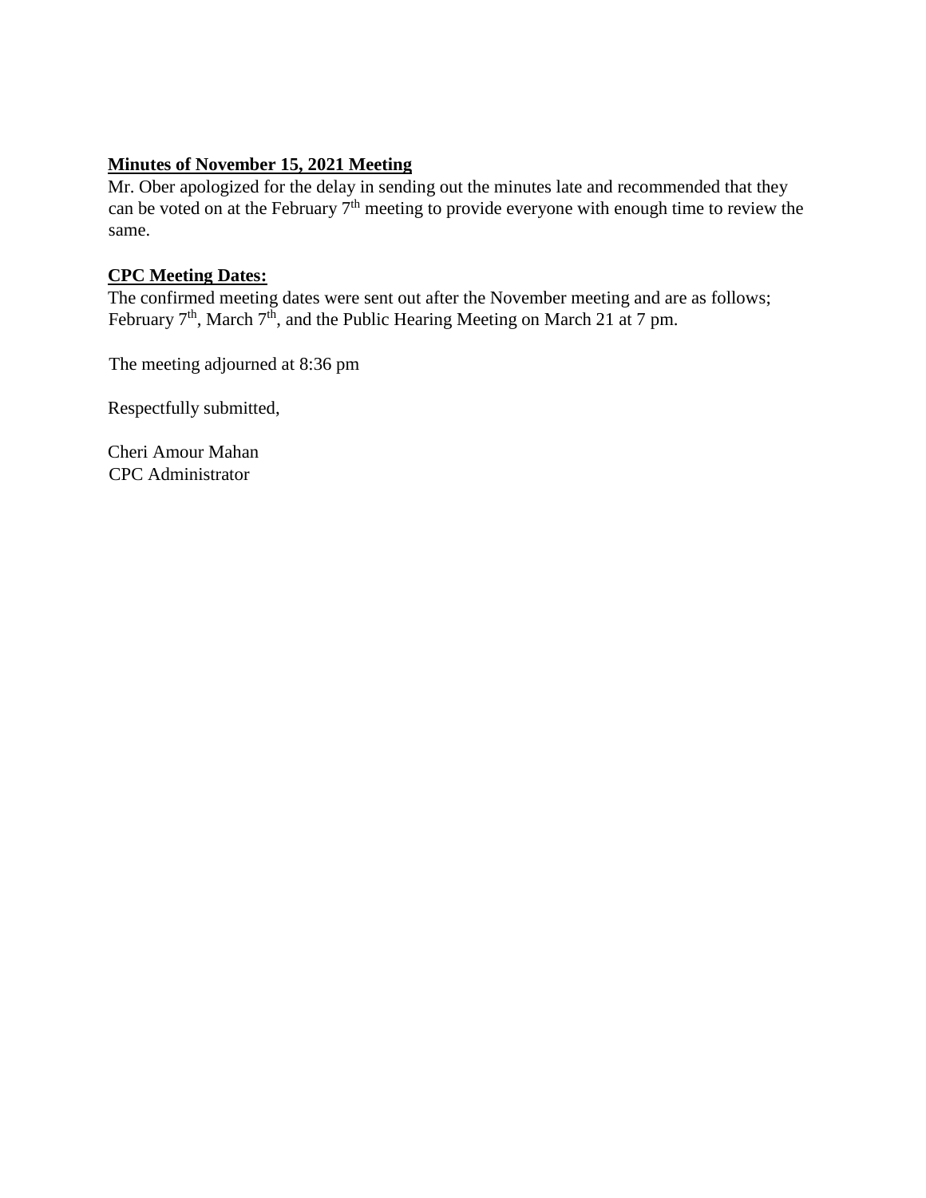**Minutes of November 15, 2021 Meeting**

Mr. Ober apologized for the delay in sending out the minutes late and recommended that they can be voted on at the February 7th meeting to provide everyone with enough time to review the same.

**CPC Meeting Dates:**

The confirmed meeting dates were sent out after the November meeting and are as follows; February 7th, March 7th, and the Public Hearing Meeting on March 21 at 7 pm.

The meeting adjourned at 8:36 pm

Respectfully submitted,

Cheri Amour Mahan
CPC Administrator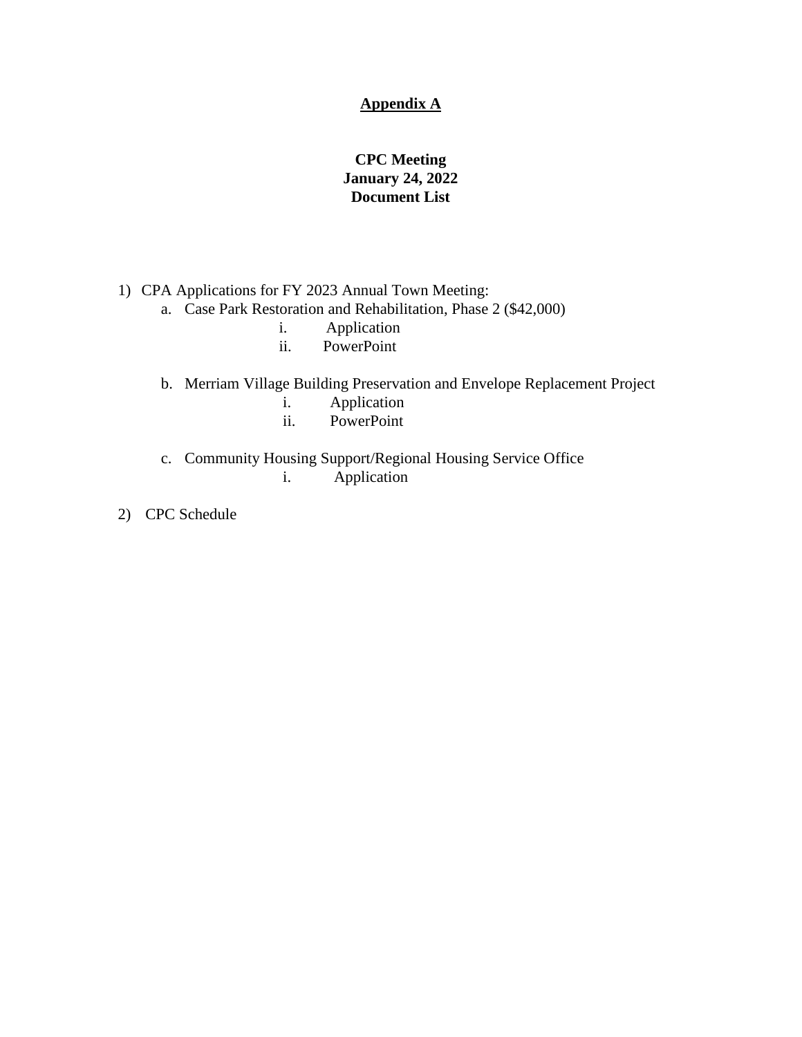**Appendix A**

**CPC Meeting**
**January 24, 2022**
**Document List**

1) CPA Applications for FY 2023 Annual Town Meeting:
   a. Case Park Restoration and Rehabilitation, Phase 2 ($42,000)
      i. Application
      ii. PowerPoint

   b. Merriam Village Building Preservation and Envelope Replacement Project
      i. Application
      ii. PowerPoint

   c. Community Housing Support/Regional Housing Service Office
      i. Application

2) CPC Schedule